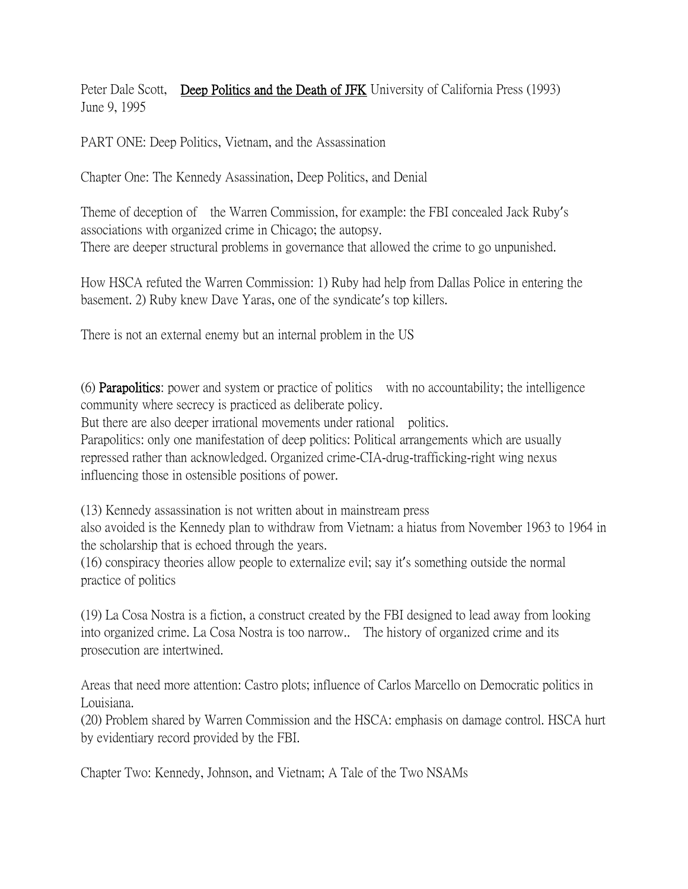Peter Dale Scott, <u>Deep Politics and the Death of JFK</u> University of California Press (1993)
June 9, 1995

PART ONE: Deep Politics, Vietnam, and the Assassination

Chapter One: The Kennedy Asassination, Deep Politics, and Denial

Theme of deception of the Warren Commission, for example: the FBI concealed Jack Ruby's associations with organized crime in Chicago; the autopsy.
There are deeper structural problems in governance that allowed the crime to go unpunished.

How HSCA refuted the Warren Commission: 1) Ruby had help from Dallas Police in entering the basement. 2) Ruby knew Dave Yaras, one of the syndicate's top killers.

There is not an external enemy but an internal problem in the US

(6) **Parapolitics**: power and system or practice of politics with no accountability; the intelligence community where secrecy is practiced as deliberate policy.
But there are also deeper irrational movements under rational politics.
Parapolitics: only one manifestation of deep politics: Political arrangements which are usually repressed rather than acknowledged. Organized crime-CIA-drug-trafficking-right wing nexus influencing those in ostensible positions of power.

(13) Kennedy assassination is not written about in mainstream press
also avoided is the Kennedy plan to withdraw from Vietnam: a hiatus from November 1963 to 1964 in the scholarship that is echoed through the years.
(16) conspiracy theories allow people to externalize evil; say it's something outside the normal practice of politics

(19) La Cosa Nostra is a fiction, a construct created by the FBI designed to lead away from looking into organized crime. La Cosa Nostra is too narrow.. The history of organized crime and its prosecution are intertwined.

Areas that need more attention: Castro plots; influence of Carlos Marcello on Democratic politics in Louisiana.
(20) Problem shared by Warren Commission and the HSCA: emphasis on damage control. HSCA hurt by evidentiary record provided by the FBI.

Chapter Two: Kennedy, Johnson, and Vietnam; A Tale of the Two NSAMs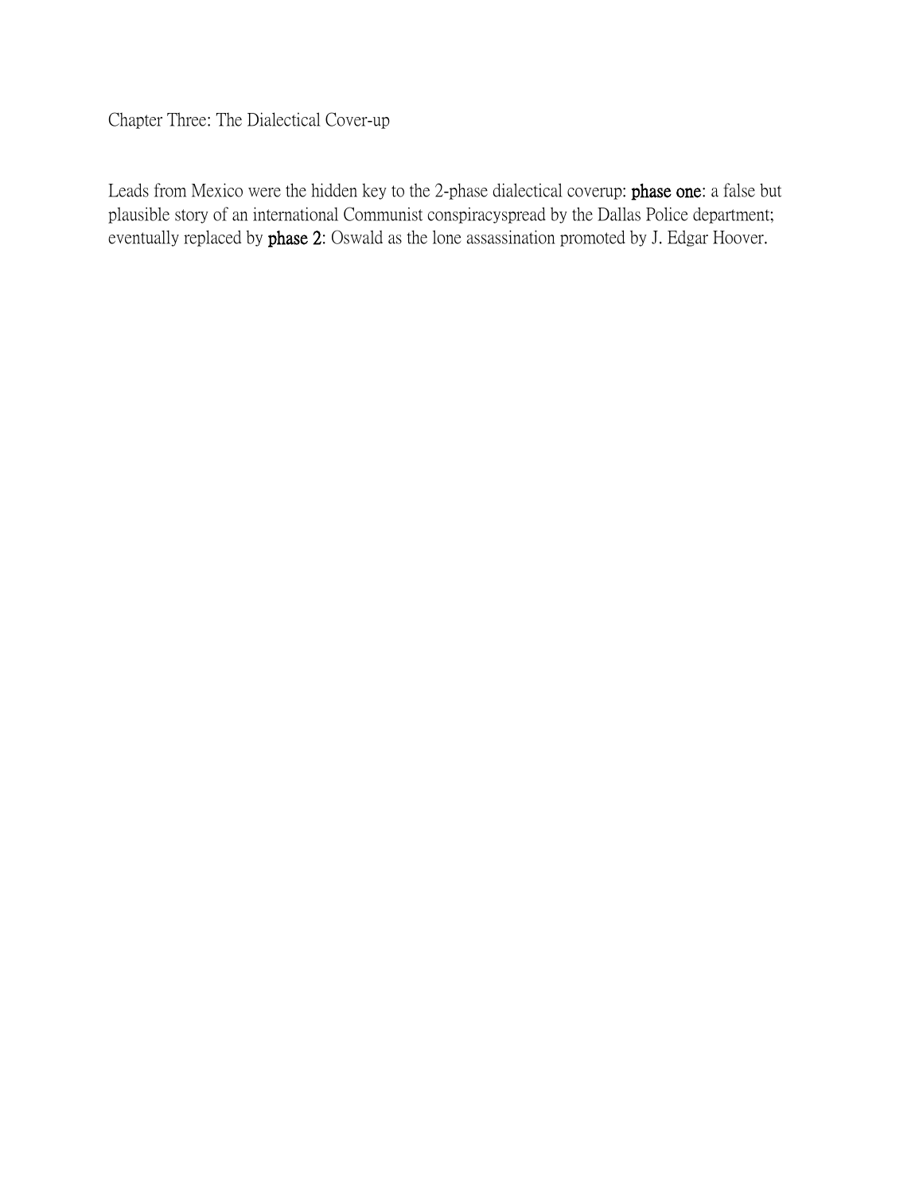# Chapter Three: The Dialectical Cover-up

Leads from Mexico were the hidden key to the 2-phase dialectical coverup: **phase one**: a false but plausible story of an international Communist conspiracyspread by the Dallas Police department; eventually replaced by **phase 2**: Oswald as the lone assassination promoted by J. Edgar Hoover.